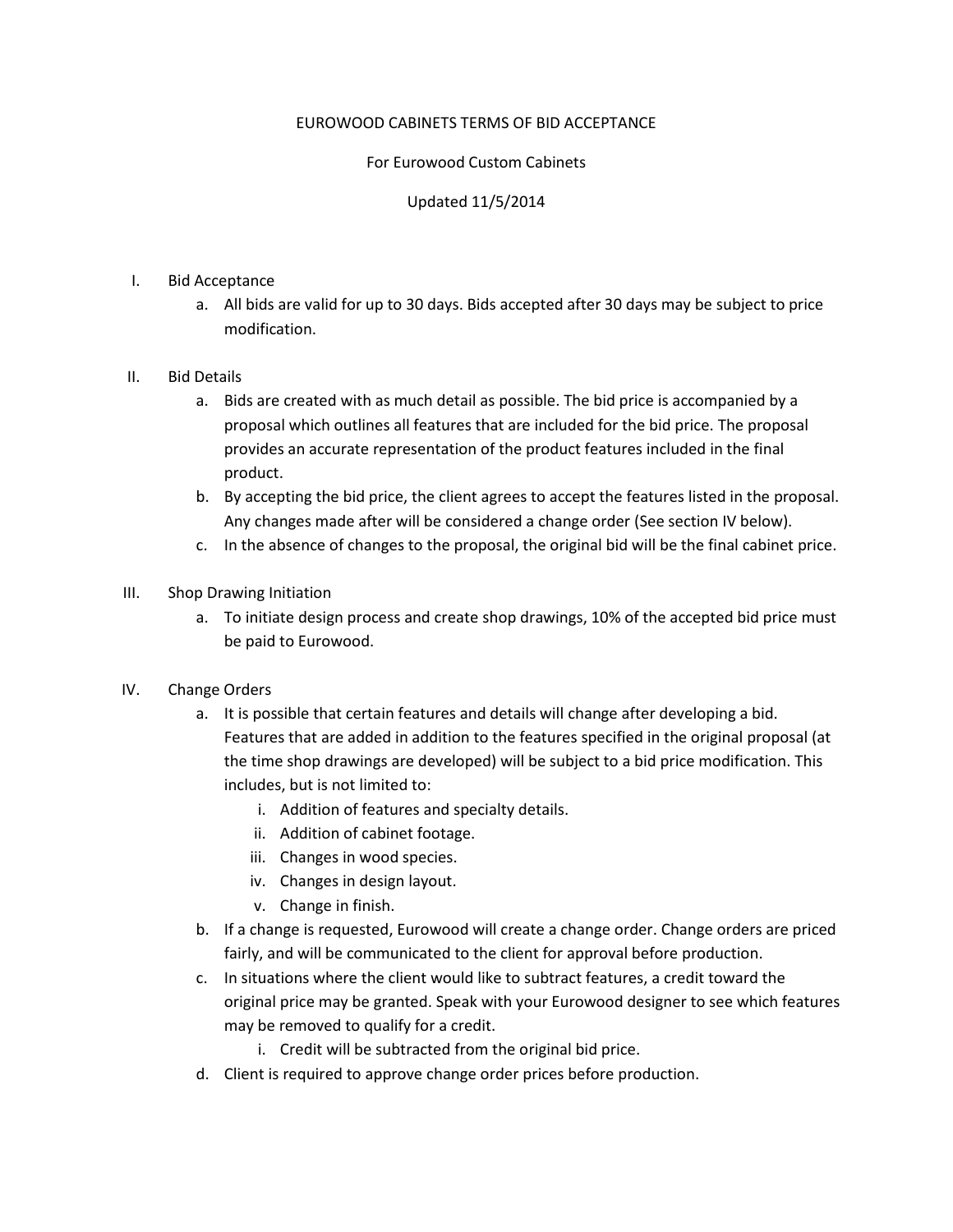# EUROWOOD CABINETS TERMS OF BID ACCEPTANCE

For Eurowood Custom Cabinets

Updated 11/5/2014

I. Bid Acceptance
   a. All bids are valid for up to 30 days. Bids accepted after 30 days may be subject to price modification.

II. Bid Details
   a. Bids are created with as much detail as possible. The bid price is accompanied by a proposal which outlines all features that are included for the bid price. The proposal provides an accurate representation of the product features included in the final product.
   b. By accepting the bid price, the client agrees to accept the features listed in the proposal. Any changes made after will be considered a change order (See section IV below).
   c. In the absence of changes to the proposal, the original bid will be the final cabinet price.

III. Shop Drawing Initiation
   a. To initiate design process and create shop drawings, 10% of the accepted bid price must be paid to Eurowood.

IV. Change Orders
   a. It is possible that certain features and details will change after developing a bid. Features that are added in addition to the features specified in the original proposal (at the time shop drawings are developed) will be subject to a bid price modification. This includes, but is not limited to:
      i. Addition of features and specialty details.
      ii. Addition of cabinet footage.
      iii. Changes in wood species.
      iv. Changes in design layout.
      v. Change in finish.
   b. If a change is requested, Eurowood will create a change order. Change orders are priced fairly, and will be communicated to the client for approval before production.
   c. In situations where the client would like to subtract features, a credit toward the original price may be granted. Speak with your Eurowood designer to see which features may be removed to qualify for a credit.
      i. Credit will be subtracted from the original bid price.
   d. Client is required to approve change order prices before production.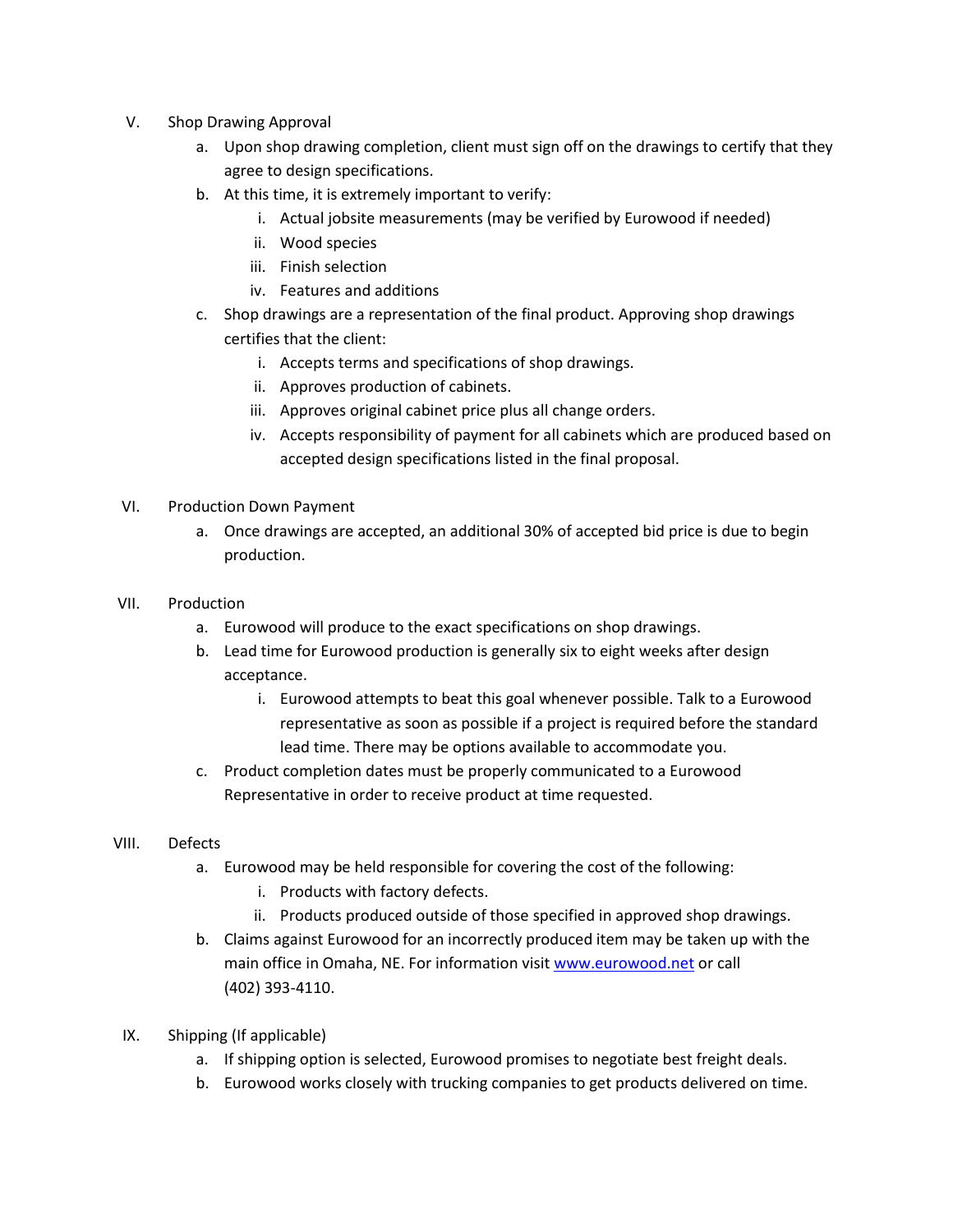V. Shop Drawing Approval
   a. Upon shop drawing completion, client must sign off on the drawings to certify that they agree to design specifications.
   b. At this time, it is extremely important to verify:
      i. Actual jobsite measurements (may be verified by Eurowood if needed)
      ii. Wood species
      iii. Finish selection
      iv. Features and additions
   c. Shop drawings are a representation of the final product. Approving shop drawings certifies that the client:
      i. Accepts terms and specifications of shop drawings.
      ii. Approves production of cabinets.
      iii. Approves original cabinet price plus all change orders.
      iv. Accepts responsibility of payment for all cabinets which are produced based on accepted design specifications listed in the final proposal.

VI. Production Down Payment
   a. Once drawings are accepted, an additional 30% of accepted bid price is due to begin production.

VII. Production
   a. Eurowood will produce to the exact specifications on shop drawings.
   b. Lead time for Eurowood production is generally six to eight weeks after design acceptance.
      i. Eurowood attempts to beat this goal whenever possible. Talk to a Eurowood representative as soon as possible if a project is required before the standard lead time. There may be options available to accommodate you.
   c. Product completion dates must be properly communicated to a Eurowood Representative in order to receive product at time requested.

VIII. Defects
   a. Eurowood may be held responsible for covering the cost of the following:
      i. Products with factory defects.
      ii. Products produced outside of those specified in approved shop drawings.
   b. Claims against Eurowood for an incorrectly produced item may be taken up with the main office in Omaha, NE. For information visit [www.eurowood.net](http://www.eurowood.net) or call (402) 393-4110.

IX. Shipping (If applicable)
   a. If shipping option is selected, Eurowood promises to negotiate best freight deals.
   b. Eurowood works closely with trucking companies to get products delivered on time.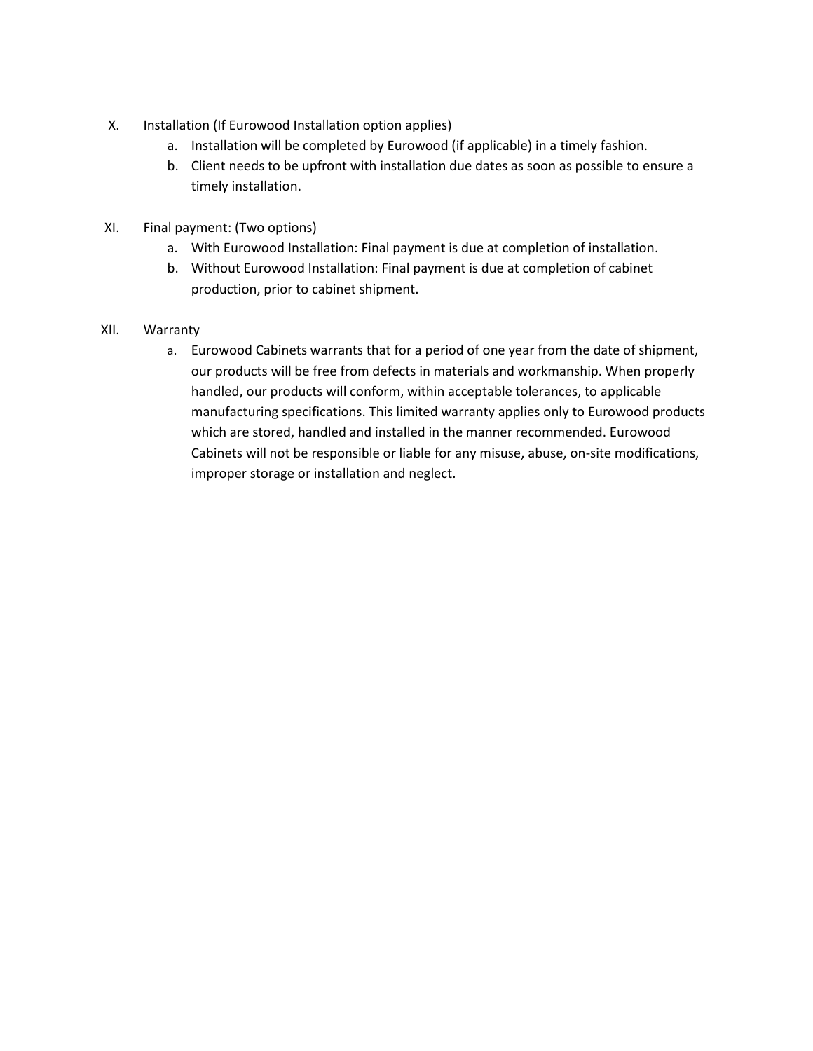X. Installation (If Eurowood Installation option applies)

   a. Installation will be completed by Eurowood (if applicable) in a timely fashion.
   b. Client needs to be upfront with installation due dates as soon as possible to ensure a timely installation.

XI. Final payment: (Two options)

   a. With Eurowood Installation: Final payment is due at completion of installation.
   b. Without Eurowood Installation: Final payment is due at completion of cabinet production, prior to cabinet shipment.

XII. Warranty

   a. Eurowood Cabinets warrants that for a period of one year from the date of shipment, our products will be free from defects in materials and workmanship. When properly handled, our products will conform, within acceptable tolerances, to applicable manufacturing specifications. This limited warranty applies only to Eurowood products which are stored, handled and installed in the manner recommended. Eurowood Cabinets will not be responsible or liable for any misuse, abuse, on-site modifications, improper storage or installation and neglect.